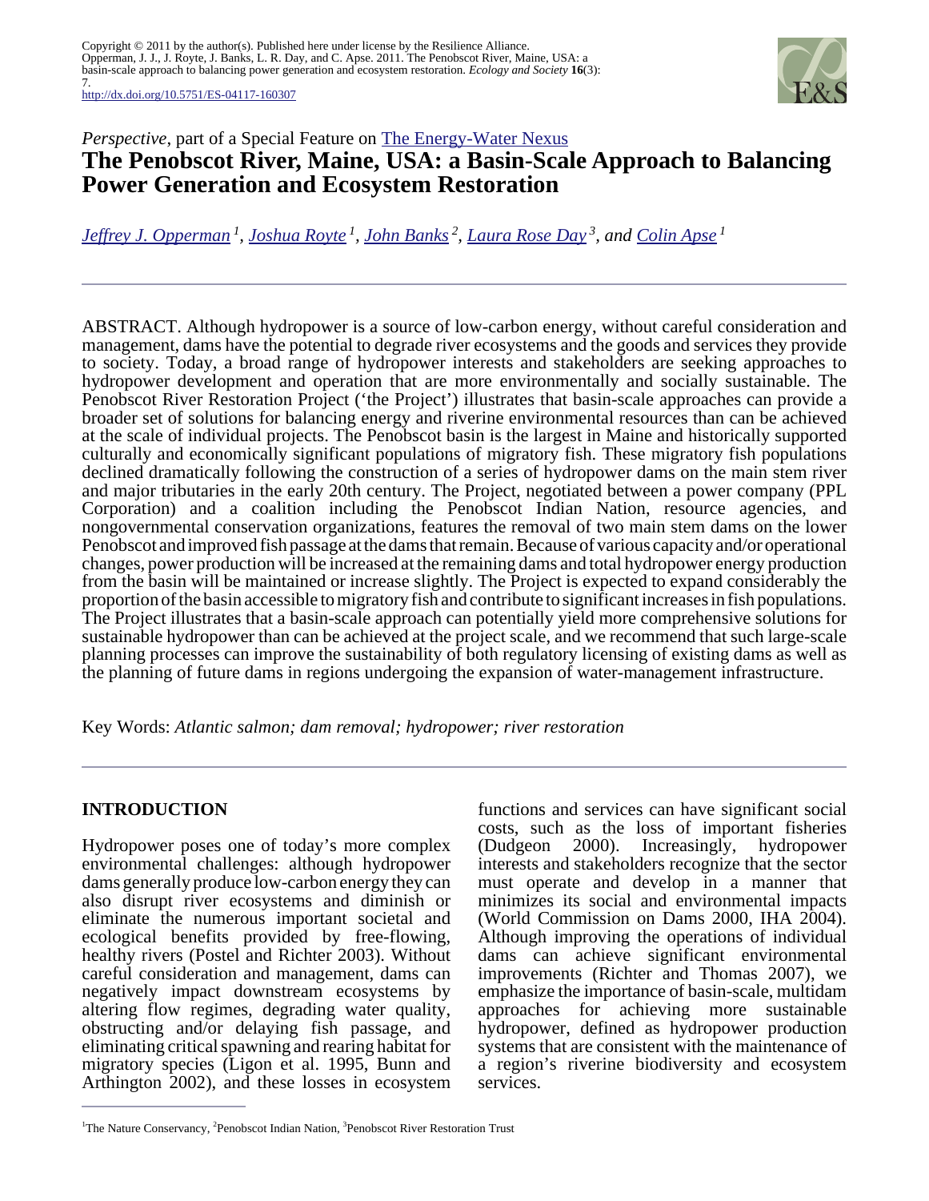Copyright © 2011 by the author(s). Published here under license by the Resilience Alliance.
Opperman, J. J., J. Royte, J. Banks, L. R. Day, and C. Apse. 2011. The Penobscot River, Maine, USA: a basin-scale approach to balancing power generation and ecosystem restoration. *Ecology and Society* **16**(3): 7.
http://dx.doi.org/10.5751/ES-04117-160307

*Perspective*, part of a Special Feature on The Energy-Water Nexus

# The Penobscot River, Maine, USA: a Basin-Scale Approach to Balancing Power Generation and Ecosystem Restoration

*Jeffrey J. Opperman* [1], *Joshua Royte* [1], *John Banks* [2], *Laura Rose Day* [3], *and Colin Apse* [1]

ABSTRACT. Although hydropower is a source of low-carbon energy, without careful consideration and management, dams have the potential to degrade river ecosystems and the goods and services they provide to society. Today, a broad range of hydropower interests and stakeholders are seeking approaches to hydropower development and operation that are more environmentally and socially sustainable. The Penobscot River Restoration Project ('the Project') illustrates that basin-scale approaches can provide a broader set of solutions for balancing energy and riverine environmental resources than can be achieved at the scale of individual projects. The Penobscot basin is the largest in Maine and historically supported culturally and economically significant populations of migratory fish. These migratory fish populations declined dramatically following the construction of a series of hydropower dams on the main stem river and major tributaries in the early 20th century. The Project, negotiated between a power company (PPL Corporation) and a coalition including the Penobscot Indian Nation, resource agencies, and nongovernmental conservation organizations, features the removal of two main stem dams on the lower Penobscot and improved fish passage at the dams that remain. Because of various capacity and/or operational changes, power production will be increased at the remaining dams and total hydropower energy production from the basin will be maintained or increase slightly. The Project is expected to expand considerably the proportion of the basin accessible to migratory fish and contribute to significant increases in fish populations. The Project illustrates that a basin-scale approach can potentially yield more comprehensive solutions for sustainable hydropower than can be achieved at the project scale, and we recommend that such large-scale planning processes can improve the sustainability of both regulatory licensing of existing dams as well as the planning of future dams in regions undergoing the expansion of water-management infrastructure.

Key Words: *Atlantic salmon; dam removal; hydropower; river restoration*

## INTRODUCTION

Hydropower poses one of today's more complex environmental challenges: although hydropower dams generally produce low-carbon energy they can also disrupt river ecosystems and diminish or eliminate the numerous important societal and ecological benefits provided by free-flowing, healthy rivers (Postel and Richter 2003). Without careful consideration and management, dams can negatively impact downstream ecosystems by altering flow regimes, degrading water quality, obstructing and/or delaying fish passage, and eliminating critical spawning and rearing habitat for migratory species (Ligon et al. 1995, Bunn and Arthington 2002), and these losses in ecosystem functions and services can have significant social costs, such as the loss of important fisheries (Dudgeon 2000). Increasingly, hydropower interests and stakeholders recognize that the sector must operate and develop in a manner that minimizes its social and environmental impacts (World Commission on Dams 2000, IHA 2004). Although improving the operations of individual dams can achieve significant environmental improvements (Richter and Thomas 2007), we emphasize the importance of basin-scale, multidam approaches for achieving more sustainable hydropower, defined as hydropower production systems that are consistent with the maintenance of a region's riverine biodiversity and ecosystem services.

[1]The Nature Conservancy, [2]Penobscot Indian Nation, [3]Penobscot River Restoration Trust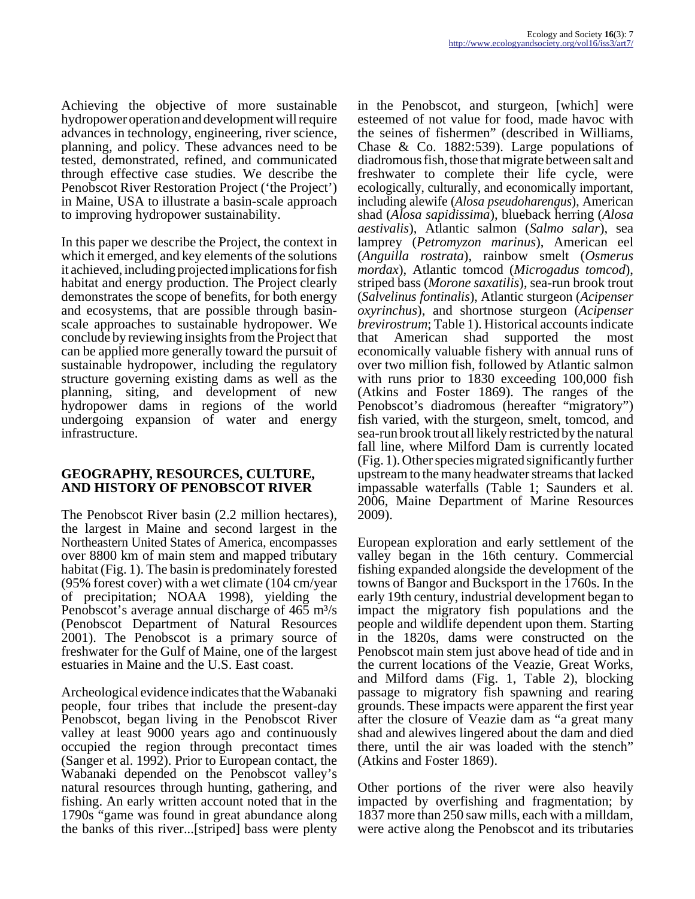Achieving the objective of more sustainable hydropower operation and development will require advances in technology, engineering, river science, planning, and policy. These advances need to be tested, demonstrated, refined, and communicated through effective case studies. We describe the Penobscot River Restoration Project ('the Project') in Maine, USA to illustrate a basin-scale approach to improving hydropower sustainability.

In this paper we describe the Project, the context in which it emerged, and key elements of the solutions it achieved, including projected implications for fish habitat and energy production. The Project clearly demonstrates the scope of benefits, for both energy and ecosystems, that are possible through basin-scale approaches to sustainable hydropower. We conclude by reviewing insights from the Project that can be applied more generally toward the pursuit of sustainable hydropower, including the regulatory structure governing existing dams as well as the planning, siting, and development of new hydropower dams in regions of the world undergoing expansion of water and energy infrastructure.

## GEOGRAPHY, RESOURCES, CULTURE, AND HISTORY OF PENOBSCOT RIVER

The Penobscot River basin (2.2 million hectares), the largest in Maine and second largest in the Northeastern United States of America, encompasses over 8800 km of main stem and mapped tributary habitat (Fig. 1). The basin is predominately forested (95% forest cover) with a wet climate (104 cm/year of precipitation; NOAA 1998), yielding the Penobscot's average annual discharge of 465 $m^3/s$ (Penobscot Department of Natural Resources 2001). The Penobscot is a primary source of freshwater for the Gulf of Maine, one of the largest estuaries in Maine and the U.S. East coast.

Archeological evidence indicates that the Wabanaki people, four tribes that include the present-day Penobscot, began living in the Penobscot River valley at least 9000 years ago and continuously occupied the region through precontact times (Sanger et al. 1992). Prior to European contact, the Wabanaki depended on the Penobscot valley's natural resources through hunting, gathering, and fishing. An early written account noted that in the 1790s "game was found in great abundance along the banks of this river...[striped] bass were plenty in the Penobscot, and sturgeon, [which] were esteemed of not value for food, made havoc with the seines of fishermen" (described in Williams, Chase & Co. 1882:539). Large populations of diadromous fish, those that migrate between salt and freshwater to complete their life cycle, were ecologically, culturally, and economically important, including alewife (*Alosa pseudoharengus*), American shad (*Alosa sapidissima*), blueback herring (*Alosa aestivalis*), Atlantic salmon (*Salmo salar*), sea lamprey (*Petromyzon marinus*), American eel (*Anguilla rostrata*), rainbow smelt (*Osmerus mordax*), Atlantic tomcod (*Microgadus tomcod*), striped bass (*Morone saxatilis*), sea-run brook trout (*Salvelinus fontinalis*), Atlantic sturgeon (*Acipenser oxyrinchus*), and shortnose sturgeon (*Acipenser brevirostrum*; Table 1). Historical accounts indicate that American shad supported the most economically valuable fishery with annual runs of over two million fish, followed by Atlantic salmon with runs prior to 1830 exceeding 100,000 fish (Atkins and Foster 1869). The ranges of the Penobscot's diadromous (hereafter "migratory") fish varied, with the sturgeon, smelt, tomcod, and sea-run brook trout all likely restricted by the natural fall line, where Milford Dam is currently located (Fig. 1). Other species migrated significantly further upstream to the many headwater streams that lacked impassable waterfalls (Table 1; Saunders et al. 2006, Maine Department of Marine Resources 2009).

European exploration and early settlement of the valley began in the 16th century. Commercial fishing expanded alongside the development of the towns of Bangor and Bucksport in the 1760s. In the early 19th century, industrial development began to impact the migratory fish populations and the people and wildlife dependent upon them. Starting in the 1820s, dams were constructed on the Penobscot main stem just above head of tide and in the current locations of the Veazie, Great Works, and Milford dams (Fig. 1, Table 2), blocking passage to migratory fish spawning and rearing grounds. These impacts were apparent the first year after the closure of Veazie dam as "a great many shad and alewives lingered about the dam and died there, until the air was loaded with the stench" (Atkins and Foster 1869).

Other portions of the river were also heavily impacted by overfishing and fragmentation; by 1837 more than 250 saw mills, each with a milldam, were active along the Penobscot and its tributaries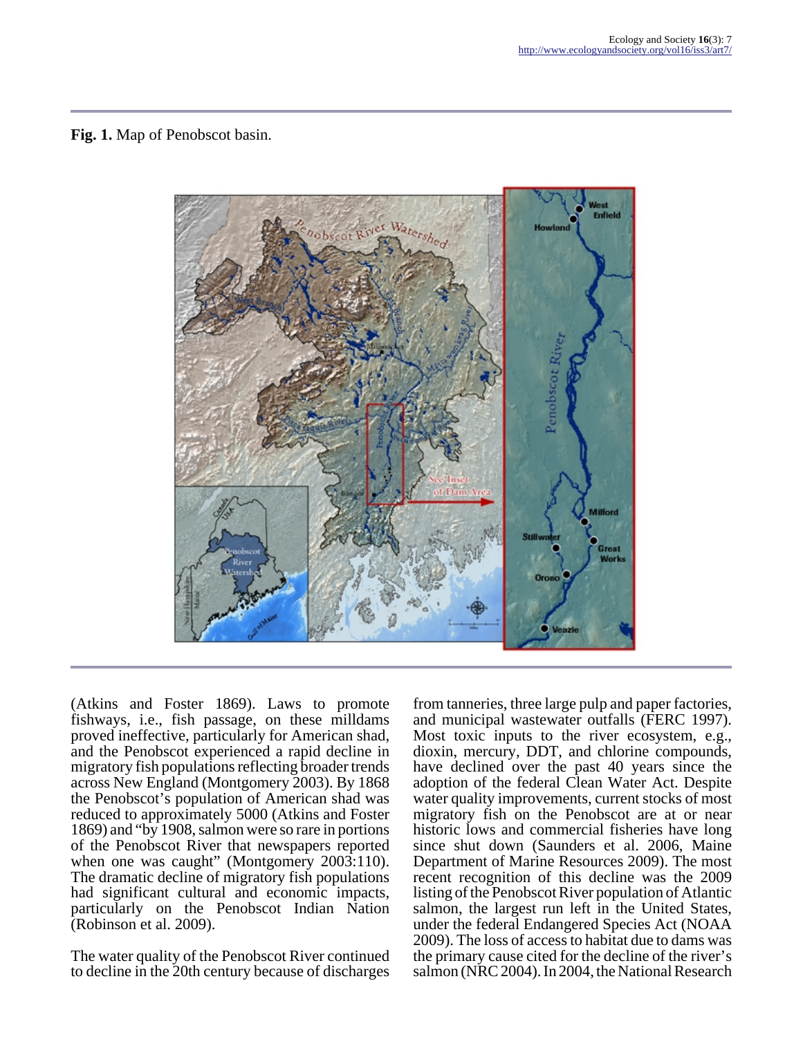**Fig. 1.** Map of Penobscot basin.

Penobscot River Watershed

West Branch

East Branch

Millinocket

Mattawamkeag River

Piscataquis River

Penobscot River

Passadumkeag River

Bangor

See Inset of Dam Area

Canada

USA

Penobscot River Watershed

New Hampshire

Maine

Gulf of Maine

West Enfield

Howland

Penobscot River

Milford

Stillwater

Great Works

Orono

Veazie

(Atkins and Foster 1869). Laws to promote fishways, i.e., fish passage, on these milldams proved ineffective, particularly for American shad, and the Penobscot experienced a rapid decline in migratory fish populations reflecting broader trends across New England (Montgomery 2003). By 1868 the Penobscot's population of American shad was reduced to approximately 5000 (Atkins and Foster 1869) and "by 1908, salmon were so rare in portions of the Penobscot River that newspapers reported when one was caught" (Montgomery 2003:110). The dramatic decline of migratory fish populations had significant cultural and economic impacts, particularly on the Penobscot Indian Nation (Robinson et al. 2009).

The water quality of the Penobscot River continued to decline in the 20th century because of discharges from tanneries, three large pulp and paper factories, and municipal wastewater outfalls (FERC 1997). Most toxic inputs to the river ecosystem, e.g., dioxin, mercury, DDT, and chlorine compounds, have declined over the past 40 years since the adoption of the federal Clean Water Act. Despite water quality improvements, current stocks of most migratory fish on the Penobscot are at or near historic lows and commercial fisheries have long since shut down (Saunders et al. 2006, Maine Department of Marine Resources 2009). The most recent recognition of this decline was the 2009 listing of the Penobscot River population of Atlantic salmon, the largest run left in the United States, under the federal Endangered Species Act (NOAA 2009). The loss of access to habitat due to dams was the primary cause cited for the decline of the river's salmon (NRC 2004). In 2004, the National Research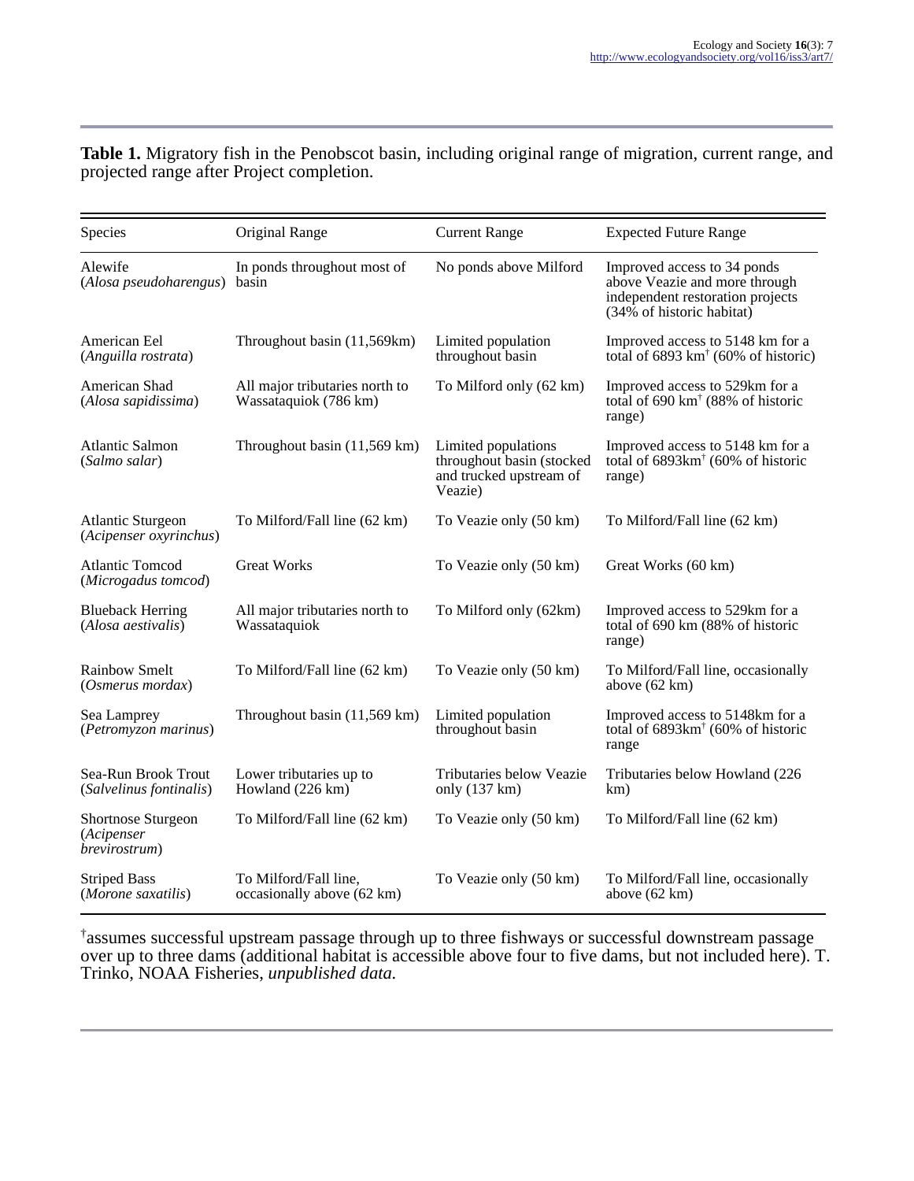**Table 1.** Migratory fish in the Penobscot basin, including original range of migration, current range, and projected range after Project completion.

| Species | Original Range | Current Range | Expected Future Range |
|---|---|---|---|
| Alewife (*Alosa pseudoharengus*) | In ponds throughout most of basin | No ponds above Milford | Improved access to 34 ponds above Veazie and more through independent restoration projects (34% of historic habitat) |
| American Eel (*Anguilla rostrata*) | Throughout basin (11,569km) | Limited population throughout basin | Improved access to 5148 km for a total of 6893 km† (60% of historic) |
| American Shad (*Alosa sapidissima*) | All major tributaries north to Wassataquiok (786 km) | To Milford only (62 km) | Improved access to 529km for a total of 690 km† (88% of historic range) |
| Atlantic Salmon (*Salmo salar*) | Throughout basin (11,569 km) | Limited populations throughout basin (stocked and trucked upstream of Veazie) | Improved access to 5148 km for a total of 6893km† (60% of historic range) |
| Atlantic Sturgeon (*Acipenser oxyrinchus*) | To Milford/Fall line (62 km) | To Veazie only (50 km) | To Milford/Fall line (62 km) |
| Atlantic Tomcod (*Microgadus tomcod*) | Great Works | To Veazie only (50 km) | Great Works (60 km) |
| Blueback Herring (*Alosa aestivalis*) | All major tributaries north to Wassataquiok | To Milford only (62km) | Improved access to 529km for a total of 690 km (88% of historic range) |
| Rainbow Smelt (*Osmerus mordax*) | To Milford/Fall line (62 km) | To Veazie only (50 km) | To Milford/Fall line, occasionally above (62 km) |
| Sea Lamprey (*Petromyzon marinus*) | Throughout basin (11,569 km) | Limited population throughout basin | Improved access to 5148km for a total of 6893km† (60% of historic range |
| Sea-Run Brook Trout (*Salvelinus fontinalis*) | Lower tributaries up to Howland (226 km) | Tributaries below Veazie only (137 km) | Tributaries below Howland (226 km) |
| Shortnose Sturgeon (*Acipenser brevirostrum*) | To Milford/Fall line (62 km) | To Veazie only (50 km) | To Milford/Fall line (62 km) |
| Striped Bass (*Morone saxatilis*) | To Milford/Fall line, occasionally above (62 km) | To Veazie only (50 km) | To Milford/Fall line, occasionally above (62 km) |

†assumes successful upstream passage through up to three fishways or successful downstream passage over up to three dams (additional habitat is accessible above four to five dams, but not included here). T. Trinko, NOAA Fisheries, *unpublished data*.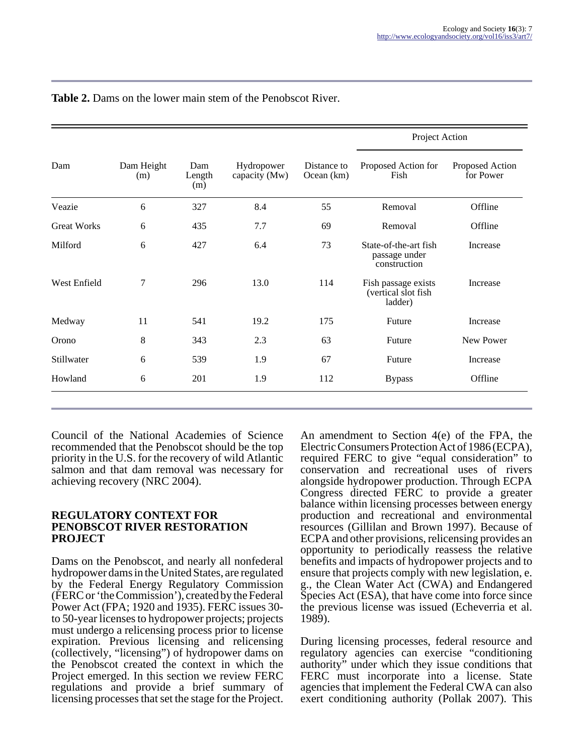**Table 2.** Dams on the lower main stem of the Penobscot River.

| Dam | Dam Height (m) | Dam Length (m) | Hydropower capacity (Mw) | Distance to Ocean (km) | Project Action | |
|---|---|---|---|---|---|---|
| | | | | | Proposed Action for Fish | Proposed Action for Power |
| Veazie | 6 | 327 | 8.4 | 55 | Removal | Offline |
| Great Works | 6 | 435 | 7.7 | 69 | Removal | Offline |
| Milford | 6 | 427 | 6.4 | 73 | State-of-the-art fish passage under construction | Increase |
| West Enfield | 7 | 296 | 13.0 | 114 | Fish passage exists (vertical slot fish ladder) | Increase |
| Medway | 11 | 541 | 19.2 | 175 | Future | Increase |
| Orono | 8 | 343 | 2.3 | 63 | Future | New Power |
| Stillwater | 6 | 539 | 1.9 | 67 | Future | Increase |
| Howland | 6 | 201 | 1.9 | 112 | Bypass | Offline |

Council of the National Academies of Science recommended that the Penobscot should be the top priority in the U.S. for the recovery of wild Atlantic salmon and that dam removal was necessary for achieving recovery (NRC 2004).

## REGULATORY CONTEXT FOR PENOBSCOT RIVER RESTORATION PROJECT

Dams on the Penobscot, and nearly all nonfederal hydropower dams in the United States, are regulated by the Federal Energy Regulatory Commission (FERC or 'the Commission'), created by the Federal Power Act (FPA; 1920 and 1935). FERC issues 30- to 50-year licenses to hydropower projects; projects must undergo a relicensing process prior to license expiration. Previous licensing and relicensing (collectively, "licensing") of hydropower dams on the Penobscot created the context in which the Project emerged. In this section we review FERC regulations and provide a brief summary of licensing processes that set the stage for the Project.

An amendment to Section 4(e) of the FPA, the Electric Consumers Protection Act of 1986 (ECPA), required FERC to give "equal consideration" to conservation and recreational uses of rivers alongside hydropower production. Through ECPA Congress directed FERC to provide a greater balance within licensing processes between energy production and recreational and environmental resources (Gillilan and Brown 1997). Because of ECPA and other provisions, relicensing provides an opportunity to periodically reassess the relative benefits and impacts of hydropower projects and to ensure that projects comply with new legislation, e. g., the Clean Water Act (CWA) and Endangered Species Act (ESA), that have come into force since the previous license was issued (Echeverria et al. 1989).

During licensing processes, federal resource and regulatory agencies can exercise "conditioning authority" under which they issue conditions that FERC must incorporate into a license. State agencies that implement the Federal CWA can also exert conditioning authority (Pollak 2007). This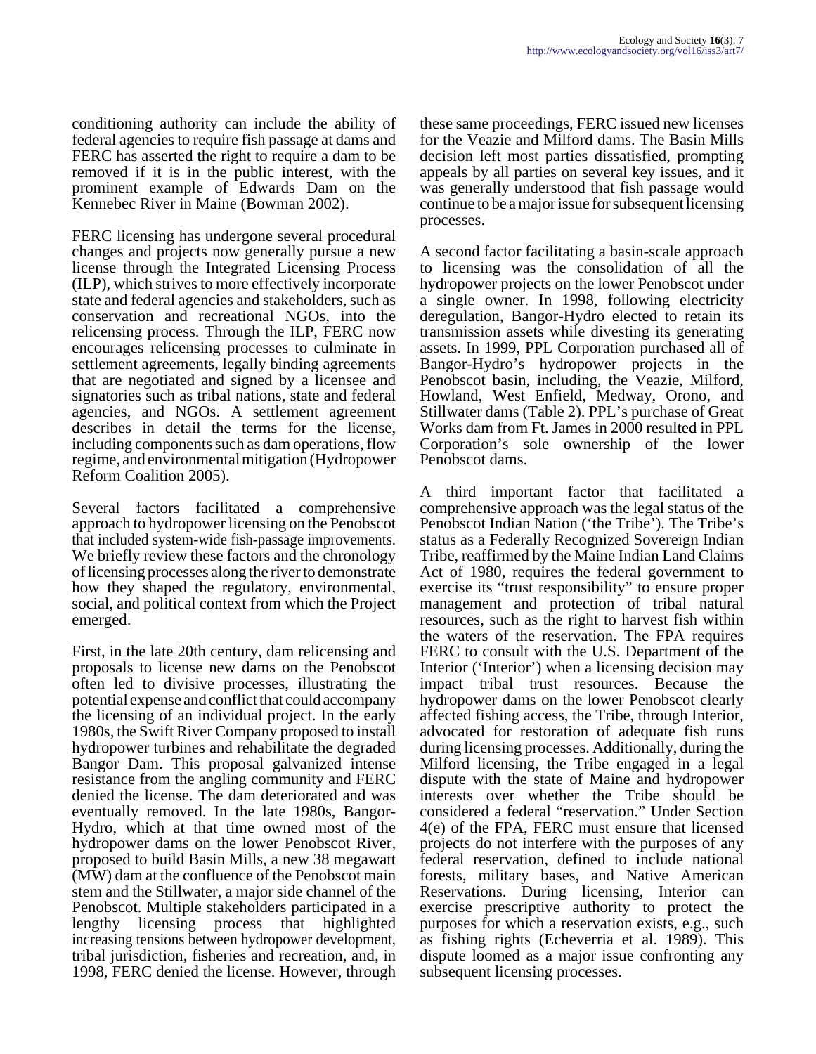conditioning authority can include the ability of federal agencies to require fish passage at dams and FERC has asserted the right to require a dam to be removed if it is in the public interest, with the prominent example of Edwards Dam on the Kennebec River in Maine (Bowman 2002).

FERC licensing has undergone several procedural changes and projects now generally pursue a new license through the Integrated Licensing Process (ILP), which strives to more effectively incorporate state and federal agencies and stakeholders, such as conservation and recreational NGOs, into the relicensing process. Through the ILP, FERC now encourages relicensing processes to culminate in settlement agreements, legally binding agreements that are negotiated and signed by a licensee and signatories such as tribal nations, state and federal agencies, and NGOs. A settlement agreement describes in detail the terms for the license, including components such as dam operations, flow regime, and environmental mitigation (Hydropower Reform Coalition 2005).

Several factors facilitated a comprehensive approach to hydropower licensing on the Penobscot that included system-wide fish-passage improvements. We briefly review these factors and the chronology of licensing processes along the river to demonstrate how they shaped the regulatory, environmental, social, and political context from which the Project emerged.

First, in the late 20th century, dam relicensing and proposals to license new dams on the Penobscot often led to divisive processes, illustrating the potential expense and conflict that could accompany the licensing of an individual project. In the early 1980s, the Swift River Company proposed to install hydropower turbines and rehabilitate the degraded Bangor Dam. This proposal galvanized intense resistance from the angling community and FERC denied the license. The dam deteriorated and was eventually removed. In the late 1980s, Bangor-Hydro, which at that time owned most of the hydropower dams on the lower Penobscot River, proposed to build Basin Mills, a new 38 megawatt (MW) dam at the confluence of the Penobscot main stem and the Stillwater, a major side channel of the Penobscot. Multiple stakeholders participated in a lengthy licensing process that highlighted increasing tensions between hydropower development, tribal jurisdiction, fisheries and recreation, and, in 1998, FERC denied the license. However, through these same proceedings, FERC issued new licenses for the Veazie and Milford dams. The Basin Mills decision left most parties dissatisfied, prompting appeals by all parties on several key issues, and it was generally understood that fish passage would continue to be a major issue for subsequent licensing processes.

A second factor facilitating a basin-scale approach to licensing was the consolidation of all the hydropower projects on the lower Penobscot under a single owner. In 1998, following electricity deregulation, Bangor-Hydro elected to retain its transmission assets while divesting its generating assets. In 1999, PPL Corporation purchased all of Bangor-Hydro's hydropower projects in the Penobscot basin, including, the Veazie, Milford, Howland, West Enfield, Medway, Orono, and Stillwater dams (Table 2). PPL's purchase of Great Works dam from Ft. James in 2000 resulted in PPL Corporation's sole ownership of the lower Penobscot dams.

A third important factor that facilitated a comprehensive approach was the legal status of the Penobscot Indian Nation ('the Tribe'). The Tribe's status as a Federally Recognized Sovereign Indian Tribe, reaffirmed by the Maine Indian Land Claims Act of 1980, requires the federal government to exercise its "trust responsibility" to ensure proper management and protection of tribal natural resources, such as the right to harvest fish within the waters of the reservation. The FPA requires FERC to consult with the U.S. Department of the Interior ('Interior') when a licensing decision may impact tribal trust resources. Because the hydropower dams on the lower Penobscot clearly affected fishing access, the Tribe, through Interior, advocated for restoration of adequate fish runs during licensing processes. Additionally, during the Milford licensing, the Tribe engaged in a legal dispute with the state of Maine and hydropower interests over whether the Tribe should be considered a federal "reservation." Under Section 4(e) of the FPA, FERC must ensure that licensed projects do not interfere with the purposes of any federal reservation, defined to include national forests, military bases, and Native American Reservations. During licensing, Interior can exercise prescriptive authority to protect the purposes for which a reservation exists, e.g., such as fishing rights (Echeverria et al. 1989). This dispute loomed as a major issue confronting any subsequent licensing processes.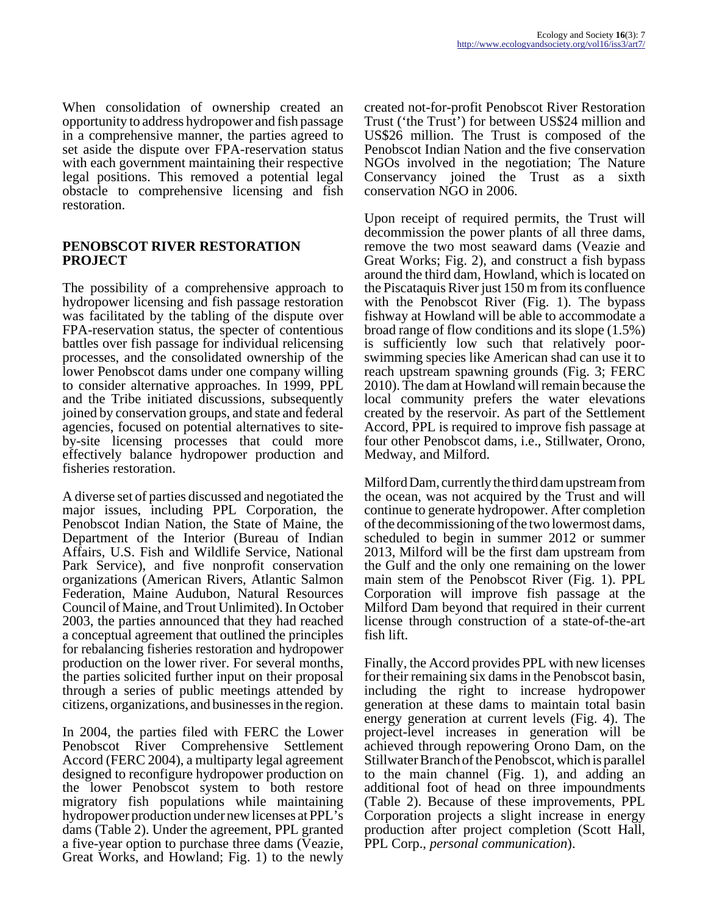When consolidation of ownership created an opportunity to address hydropower and fish passage in a comprehensive manner, the parties agreed to set aside the dispute over FPA-reservation status with each government maintaining their respective legal positions. This removed a potential legal obstacle to comprehensive licensing and fish restoration.

## PENOBSCOT RIVER RESTORATION PROJECT

The possibility of a comprehensive approach to hydropower licensing and fish passage restoration was facilitated by the tabling of the dispute over FPA-reservation status, the specter of contentious battles over fish passage for individual relicensing processes, and the consolidated ownership of the lower Penobscot dams under one company willing to consider alternative approaches. In 1999, PPL and the Tribe initiated discussions, subsequently joined by conservation groups, and state and federal agencies, focused on potential alternatives to site-by-site licensing processes that could more effectively balance hydropower production and fisheries restoration.

A diverse set of parties discussed and negotiated the major issues, including PPL Corporation, the Penobscot Indian Nation, the State of Maine, the Department of the Interior (Bureau of Indian Affairs, U.S. Fish and Wildlife Service, National Park Service), and five nonprofit conservation organizations (American Rivers, Atlantic Salmon Federation, Maine Audubon, Natural Resources Council of Maine, and Trout Unlimited). In October 2003, the parties announced that they had reached a conceptual agreement that outlined the principles for rebalancing fisheries restoration and hydropower production on the lower river. For several months, the parties solicited further input on their proposal through a series of public meetings attended by citizens, organizations, and businesses in the region.

In 2004, the parties filed with FERC the Lower Penobscot River Comprehensive Settlement Accord (FERC 2004), a multiparty legal agreement designed to reconfigure hydropower production on the lower Penobscot system to both restore migratory fish populations while maintaining hydropower production under new licenses at PPL's dams (Table 2). Under the agreement, PPL granted a five-year option to purchase three dams (Veazie, Great Works, and Howland; Fig. 1) to the newly created not-for-profit Penobscot River Restoration Trust ('the Trust') for between US$24 million and US$26 million. The Trust is composed of the Penobscot Indian Nation and the five conservation NGOs involved in the negotiation; The Nature Conservancy joined the Trust as a sixth conservation NGO in 2006.

Upon receipt of required permits, the Trust will decommission the power plants of all three dams, remove the two most seaward dams (Veazie and Great Works; Fig. 2), and construct a fish bypass around the third dam, Howland, which is located on the Piscataquis River just 150 m from its confluence with the Penobscot River (Fig. 1). The bypass fishway at Howland will be able to accommodate a broad range of flow conditions and its slope (1.5%) is sufficiently low such that relatively poor-swimming species like American shad can use it to reach upstream spawning grounds (Fig. 3; FERC 2010). The dam at Howland will remain because the local community prefers the water elevations created by the reservoir. As part of the Settlement Accord, PPL is required to improve fish passage at four other Penobscot dams, i.e., Stillwater, Orono, Medway, and Milford.

Milford Dam, currently the third dam upstream from the ocean, was not acquired by the Trust and will continue to generate hydropower. After completion of the decommissioning of the two lowermost dams, scheduled to begin in summer 2012 or summer 2013, Milford will be the first dam upstream from the Gulf and the only one remaining on the lower main stem of the Penobscot River (Fig. 1). PPL Corporation will improve fish passage at the Milford Dam beyond that required in their current license through construction of a state-of-the-art fish lift.

Finally, the Accord provides PPL with new licenses for their remaining six dams in the Penobscot basin, including the right to increase hydropower generation at these dams to maintain total basin energy generation at current levels (Fig. 4). The project-level increases in generation will be achieved through repowering Orono Dam, on the Stillwater Branch of the Penobscot, which is parallel to the main channel (Fig. 1), and adding an additional foot of head on three impoundments (Table 2). Because of these improvements, PPL Corporation projects a slight increase in energy production after project completion (Scott Hall, PPL Corp., *personal communication*).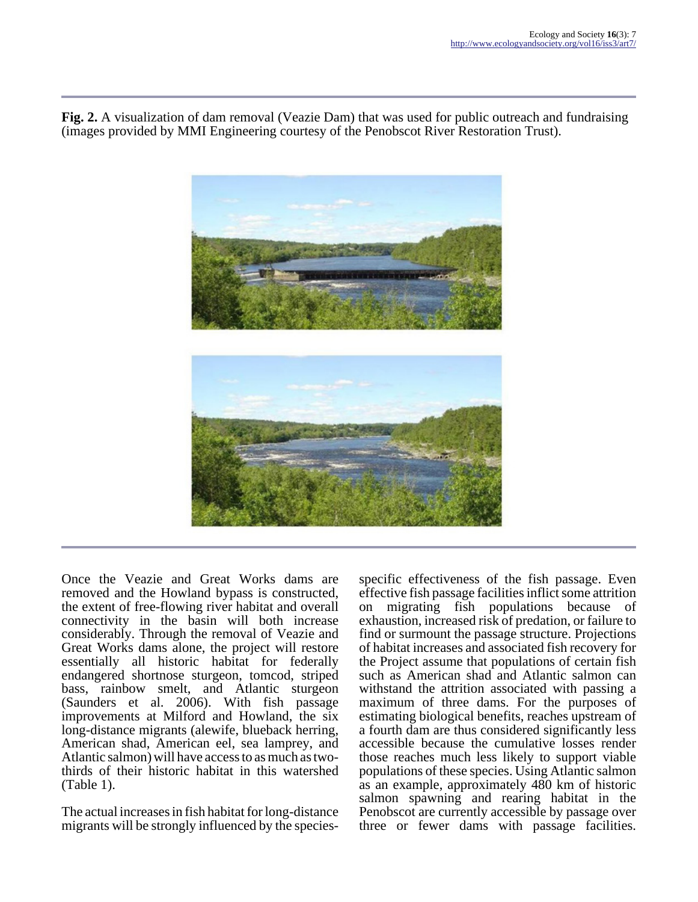**Fig. 2.** A visualization of dam removal (Veazie Dam) that was used for public outreach and fundraising (images provided by MMI Engineering courtesy of the Penobscot River Restoration Trust).

Once the Veazie and Great Works dams are removed and the Howland bypass is constructed, the extent of free-flowing river habitat and overall connectivity in the basin will both increase considerably. Through the removal of Veazie and Great Works dams alone, the project will restore essentially all historic habitat for federally endangered shortnose sturgeon, tomcod, striped bass, rainbow smelt, and Atlantic sturgeon (Saunders et al. 2006). With fish passage improvements at Milford and Howland, the six long-distance migrants (alewife, blueback herring, American shad, American eel, sea lamprey, and Atlantic salmon) will have access to as much as two-thirds of their historic habitat in this watershed (Table 1).

The actual increases in fish habitat for long-distance migrants will be strongly influenced by the species-specific effectiveness of the fish passage. Even effective fish passage facilities inflict some attrition on migrating fish populations because of exhaustion, increased risk of predation, or failure to find or surmount the passage structure. Projections of habitat increases and associated fish recovery for the Project assume that populations of certain fish such as American shad and Atlantic salmon can withstand the attrition associated with passing a maximum of three dams. For the purposes of estimating biological benefits, reaches upstream of a fourth dam are thus considered significantly less accessible because the cumulative losses render those reaches much less likely to support viable populations of these species. Using Atlantic salmon as an example, approximately 480 km of historic salmon spawning and rearing habitat in the Penobscot are currently accessible by passage over three or fewer dams with passage facilities.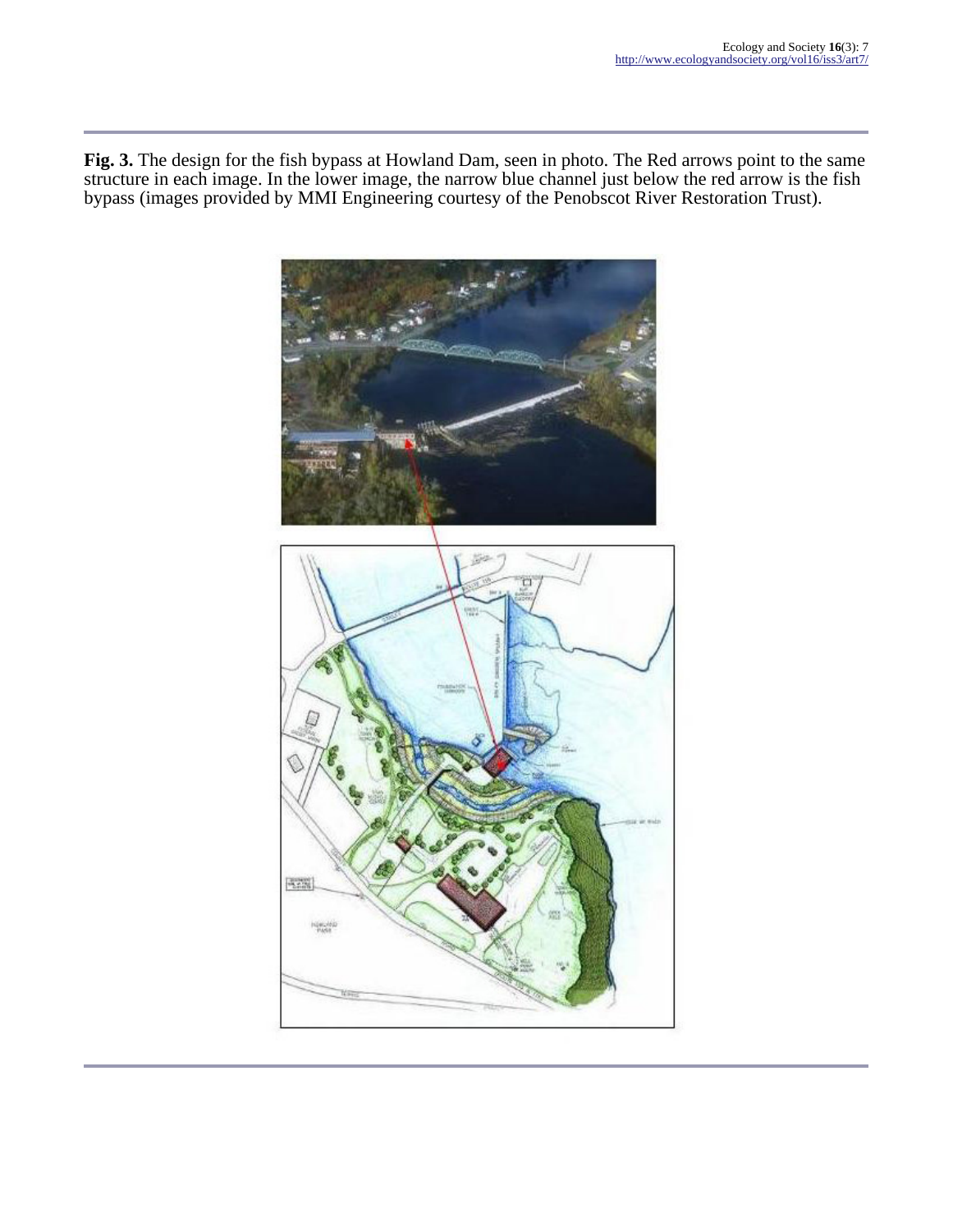**Fig. 3.** The design for the fish bypass at Howland Dam, seen in photo. The Red arrows point to the same structure in each image. In the lower image, the narrow blue channel just below the red arrow is the fish bypass (images provided by MMI Engineering courtesy of the Penobscot River Restoration Trust).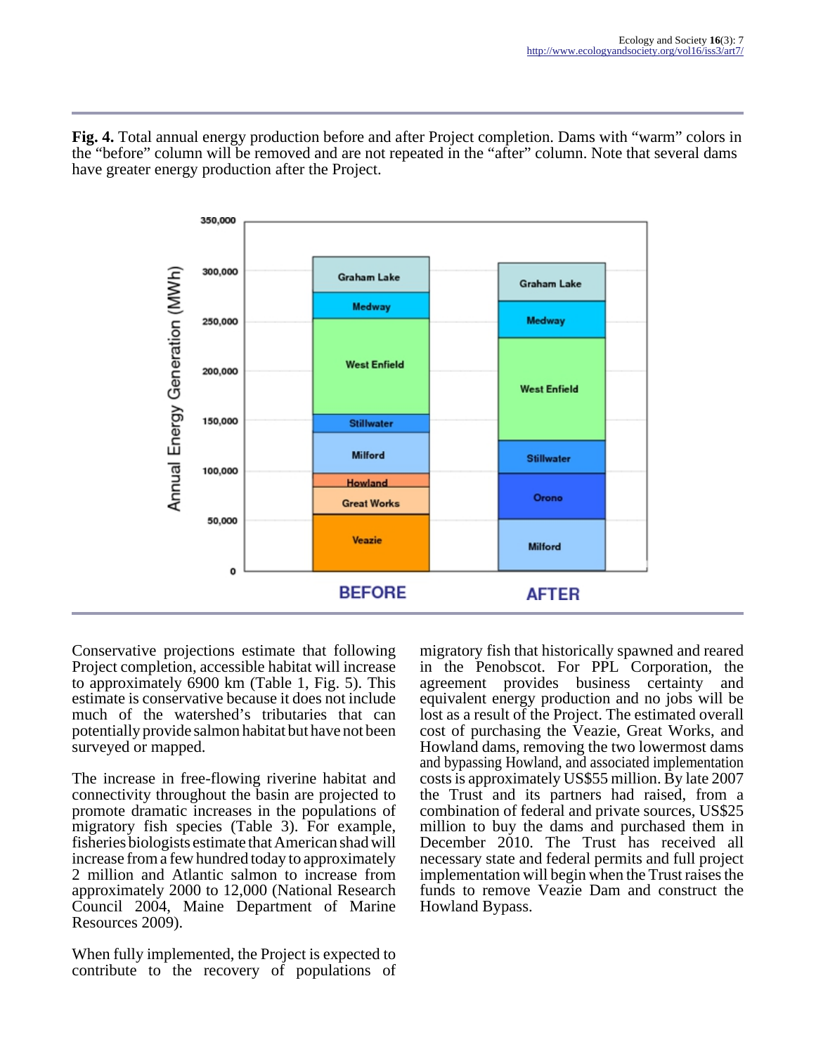**Fig. 4.** Total annual energy production before and after Project completion. Dams with "warm" colors in the "before" column will be removed and are not repeated in the "after" column. Note that several dams have greater energy production after the Project.

Annual Energy Generation (MWh)

350,000
300,000
250,000
200,000
150,000
100,000
50,000
0

BEFORE: Graham Lake, Medway, West Enfield, Stillwater, Milford, Howland, Great Works, Veazie

AFTER: Graham Lake, Medway, West Enfield, Stillwater, Orono, Milford

Conservative projections estimate that following Project completion, accessible habitat will increase to approximately 6900 km (Table 1, Fig. 5). This estimate is conservative because it does not include much of the watershed's tributaries that can potentially provide salmon habitat but have not been surveyed or mapped.

The increase in free-flowing riverine habitat and connectivity throughout the basin are projected to promote dramatic increases in the populations of migratory fish species (Table 3). For example, fisheries biologists estimate that American shad will increase from a few hundred today to approximately 2 million and Atlantic salmon to increase from approximately 2000 to 12,000 (National Research Council 2004, Maine Department of Marine Resources 2009).

When fully implemented, the Project is expected to contribute to the recovery of populations of migratory fish that historically spawned and reared in the Penobscot. For PPL Corporation, the agreement provides business certainty and equivalent energy production and no jobs will be lost as a result of the Project. The estimated overall cost of purchasing the Veazie, Great Works, and Howland dams, removing the two lowermost dams and bypassing Howland, and associated implementation costs is approximately US$55 million. By late 2007 the Trust and its partners had raised, from a combination of federal and private sources, US$25 million to buy the dams and purchased them in December 2010. The Trust has received all necessary state and federal permits and full project implementation will begin when the Trust raises the funds to remove Veazie Dam and construct the Howland Bypass.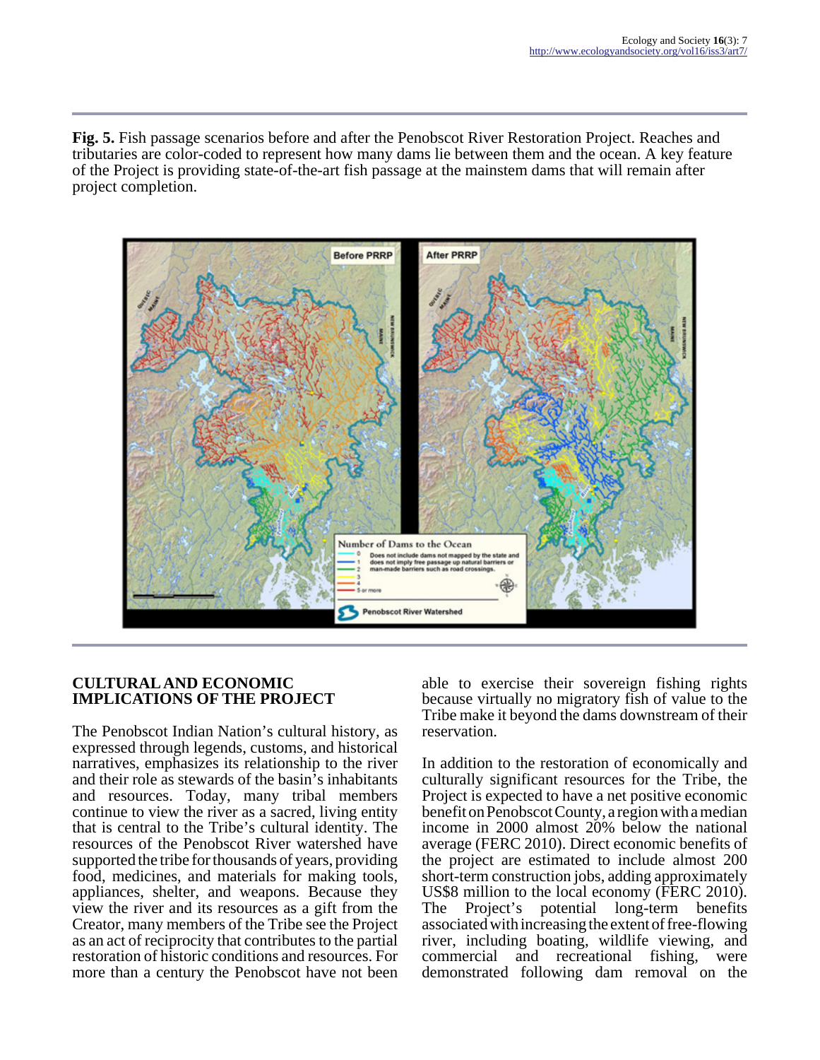**Fig. 5.** Fish passage scenarios before and after the Penobscot River Restoration Project. Reaches and tributaries are color-coded to represent how many dams lie between them and the ocean. A key feature of the Project is providing state-of-the-art fish passage at the mainstem dams that will remain after project completion.

Before PRRP

After PRRP

Number of Dams to the Ocean

0

1

2

3

4

5 or more

Does not include dams not mapped by the state and does not imply free passage up natural barriers or man-made barriers such as road crossings.

Penobscot River Watershed

## CULTURAL AND ECONOMIC IMPLICATIONS OF THE PROJECT

The Penobscot Indian Nation's cultural history, as expressed through legends, customs, and historical narratives, emphasizes its relationship to the river and their role as stewards of the basin's inhabitants and resources. Today, many tribal members continue to view the river as a sacred, living entity that is central to the Tribe's cultural identity. The resources of the Penobscot River watershed have supported the tribe for thousands of years, providing food, medicines, and materials for making tools, appliances, shelter, and weapons. Because they view the river and its resources as a gift from the Creator, many members of the Tribe see the Project as an act of reciprocity that contributes to the partial restoration of historic conditions and resources. For more than a century the Penobscot have not been able to exercise their sovereign fishing rights because virtually no migratory fish of value to the Tribe make it beyond the dams downstream of their reservation.

In addition to the restoration of economically and culturally significant resources for the Tribe, the Project is expected to have a net positive economic benefit on Penobscot County, a region with a median income in 2000 almost 20% below the national average (FERC 2010). Direct economic benefits of the project are estimated to include almost 200 short-term construction jobs, adding approximately US$8 million to the local economy (FERC 2010). The Project's potential long-term benefits associated with increasing the extent of free-flowing river, including boating, wildlife viewing, and commercial and recreational fishing, were demonstrated following dam removal on the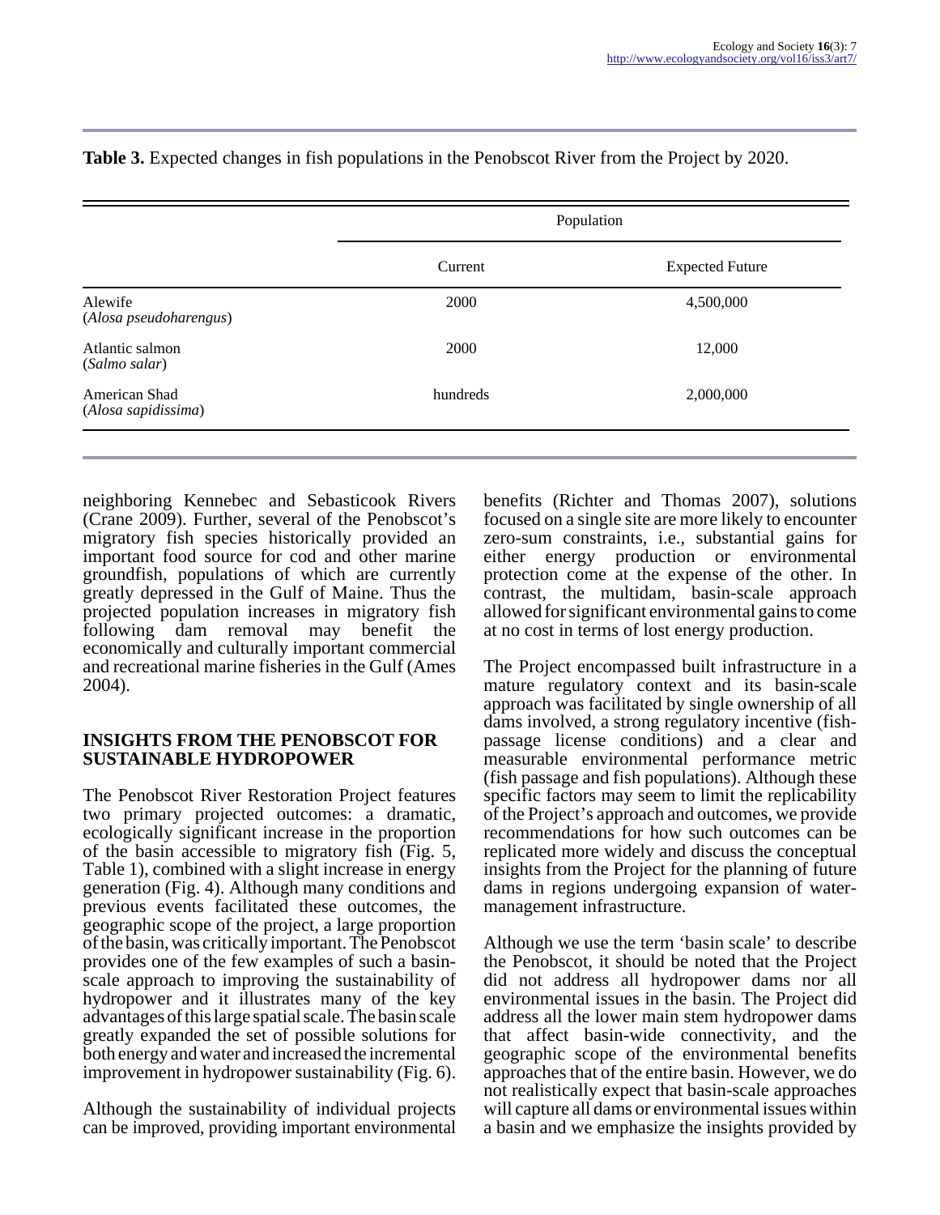**Table 3.** Expected changes in fish populations in the Penobscot River from the Project by 2020.

| | Population | |
|---|---|---|
| | Current | Expected Future |
| Alewife (*Alosa pseudoharengus*) | 2000 | 4,500,000 |
| Atlantic salmon (*Salmo salar*) | 2000 | 12,000 |
| American Shad (*Alosa sapidissima*) | hundreds | 2,000,000 |

neighboring Kennebec and Sebasticook Rivers (Crane 2009). Further, several of the Penobscot's migratory fish species historically provided an important food source for cod and other marine groundfish, populations of which are currently greatly depressed in the Gulf of Maine. Thus the projected population increases in migratory fish following dam removal may benefit the economically and culturally important commercial and recreational marine fisheries in the Gulf (Ames 2004).

## INSIGHTS FROM THE PENOBSCOT FOR SUSTAINABLE HYDROPOWER

The Penobscot River Restoration Project features two primary projected outcomes: a dramatic, ecologically significant increase in the proportion of the basin accessible to migratory fish (Fig. 5, Table 1), combined with a slight increase in energy generation (Fig. 4). Although many conditions and previous events facilitated these outcomes, the geographic scope of the project, a large proportion of the basin, was critically important. The Penobscot provides one of the few examples of such a basin-scale approach to improving the sustainability of hydropower and it illustrates many of the key advantages of this large spatial scale. The basin scale greatly expanded the set of possible solutions for both energy and water and increased the incremental improvement in hydropower sustainability (Fig. 6).

Although the sustainability of individual projects can be improved, providing important environmental benefits (Richter and Thomas 2007), solutions focused on a single site are more likely to encounter zero-sum constraints, i.e., substantial gains for either energy production or environmental protection come at the expense of the other. In contrast, the multidam, basin-scale approach allowed for significant environmental gains to come at no cost in terms of lost energy production.

The Project encompassed built infrastructure in a mature regulatory context and its basin-scale approach was facilitated by single ownership of all dams involved, a strong regulatory incentive (fish-passage license conditions) and a clear and measurable environmental performance metric (fish passage and fish populations). Although these specific factors may seem to limit the replicability of the Project's approach and outcomes, we provide recommendations for how such outcomes can be replicated more widely and discuss the conceptual insights from the Project for the planning of future dams in regions undergoing expansion of water-management infrastructure.

Although we use the term 'basin scale' to describe the Penobscot, it should be noted that the Project did not address all hydropower dams nor all environmental issues in the basin. The Project did address all the lower main stem hydropower dams that affect basin-wide connectivity, and the geographic scope of the environmental benefits approaches that of the entire basin. However, we do not realistically expect that basin-scale approaches will capture all dams or environmental issues within a basin and we emphasize the insights provided by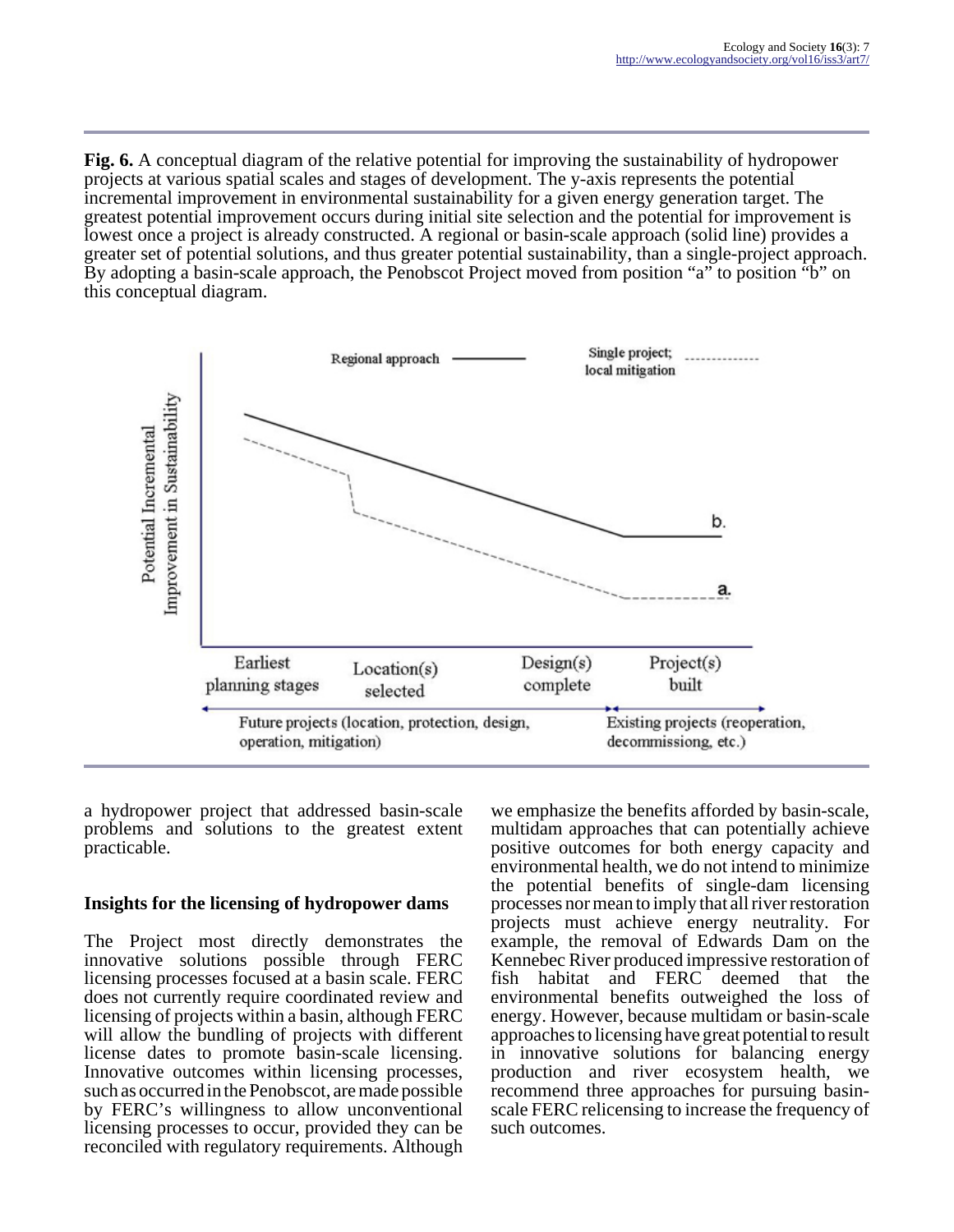**Fig. 6.** A conceptual diagram of the relative potential for improving the sustainability of hydropower projects at various spatial scales and stages of development. The y-axis represents the potential incremental improvement in environmental sustainability for a given energy generation target. The greatest potential improvement occurs during initial site selection and the potential for improvement is lowest once a project is already constructed. A regional or basin-scale approach (solid line) provides a greater set of potential solutions, and thus greater potential sustainability, than a single-project approach. By adopting a basin-scale approach, the Penobscot Project moved from position "a" to position "b" on this conceptual diagram.

Regional approach

Single project; local mitigation

Potential Incremental Improvement in Sustainability

b.

a.

Earliest planning stages

Location(s) selected

Design(s) complete

Project(s) built

Future projects (location, protection, design, operation, mitigation)

Existing projects (reoperation, decommissiong, etc.)

a hydropower project that addressed basin-scale problems and solutions to the greatest extent practicable.

## Insights for the licensing of hydropower dams

The Project most directly demonstrates the innovative solutions possible through FERC licensing processes focused at a basin scale. FERC does not currently require coordinated review and licensing of projects within a basin, although FERC will allow the bundling of projects with different license dates to promote basin-scale licensing. Innovative outcomes within licensing processes, such as occurred in the Penobscot, are made possible by FERC's willingness to allow unconventional licensing processes to occur, provided they can be reconciled with regulatory requirements. Although we emphasize the benefits afforded by basin-scale, multidam approaches that can potentially achieve positive outcomes for both energy capacity and environmental health, we do not intend to minimize the potential benefits of single-dam licensing processes nor mean to imply that all river restoration projects must achieve energy neutrality. For example, the removal of Edwards Dam on the Kennebec River produced impressive restoration of fish habitat and FERC deemed that the environmental benefits outweighed the loss of energy. However, because multidam or basin-scale approaches to licensing have great potential to result in innovative solutions for balancing energy production and river ecosystem health, we recommend three approaches for pursuing basin-scale FERC relicensing to increase the frequency of such outcomes.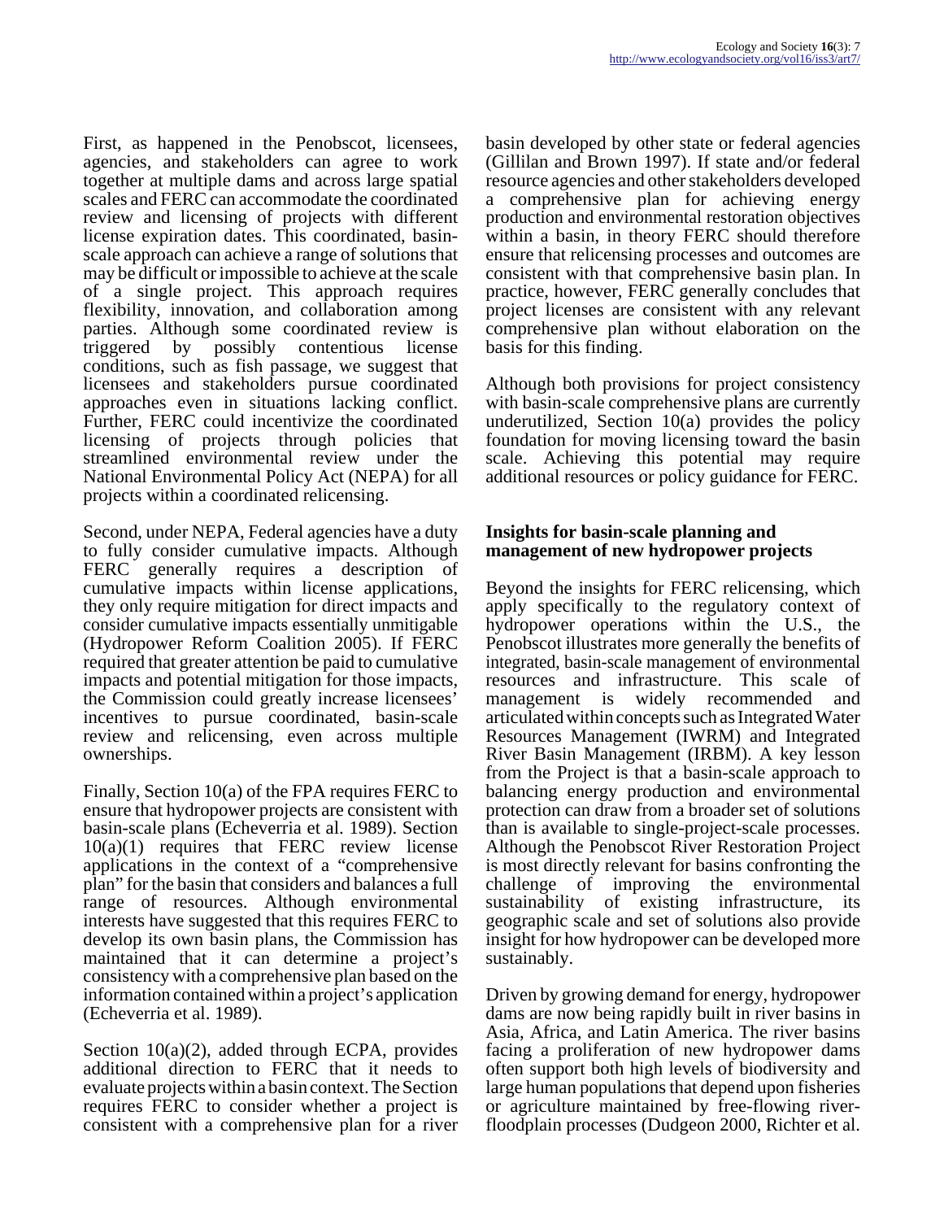First, as happened in the Penobscot, licensees, agencies, and stakeholders can agree to work together at multiple dams and across large spatial scales and FERC can accommodate the coordinated review and licensing of projects with different license expiration dates. This coordinated, basin-scale approach can achieve a range of solutions that may be difficult or impossible to achieve at the scale of a single project. This approach requires flexibility, innovation, and collaboration among parties. Although some coordinated review is triggered by possibly contentious license conditions, such as fish passage, we suggest that licensees and stakeholders pursue coordinated approaches even in situations lacking conflict. Further, FERC could incentivize the coordinated licensing of projects through policies that streamlined environmental review under the National Environmental Policy Act (NEPA) for all projects within a coordinated relicensing.

Second, under NEPA, Federal agencies have a duty to fully consider cumulative impacts. Although FERC generally requires a description of cumulative impacts within license applications, they only require mitigation for direct impacts and consider cumulative impacts essentially unmitigable (Hydropower Reform Coalition 2005). If FERC required that greater attention be paid to cumulative impacts and potential mitigation for those impacts, the Commission could greatly increase licensees' incentives to pursue coordinated, basin-scale review and relicensing, even across multiple ownerships.

Finally, Section 10(a) of the FPA requires FERC to ensure that hydropower projects are consistent with basin-scale plans (Echeverria et al. 1989). Section 10(a)(1) requires that FERC review license applications in the context of a "comprehensive plan" for the basin that considers and balances a full range of resources. Although environmental interests have suggested that this requires FERC to develop its own basin plans, the Commission has maintained that it can determine a project's consistency with a comprehensive plan based on the information contained within a project's application (Echeverria et al. 1989).

Section 10(a)(2), added through ECPA, provides additional direction to FERC that it needs to evaluate projects within a basin context. The Section requires FERC to consider whether a project is consistent with a comprehensive plan for a river basin developed by other state or federal agencies (Gillilan and Brown 1997). If state and/or federal resource agencies and other stakeholders developed a comprehensive plan for achieving energy production and environmental restoration objectives within a basin, in theory FERC should therefore ensure that relicensing processes and outcomes are consistent with that comprehensive basin plan. In practice, however, FERC generally concludes that project licenses are consistent with any relevant comprehensive plan without elaboration on the basis for this finding.

Although both provisions for project consistency with basin-scale comprehensive plans are currently underutilized, Section 10(a) provides the policy foundation for moving licensing toward the basin scale. Achieving this potential may require additional resources or policy guidance for FERC.

### Insights for basin-scale planning and management of new hydropower projects

Beyond the insights for FERC relicensing, which apply specifically to the regulatory context of hydropower operations within the U.S., the Penobscot illustrates more generally the benefits of integrated, basin-scale management of environmental resources and infrastructure. This scale of management is widely recommended and articulated within concepts such as Integrated Water Resources Management (IWRM) and Integrated River Basin Management (IRBM). A key lesson from the Project is that a basin-scale approach to balancing energy production and environmental protection can draw from a broader set of solutions than is available to single-project-scale processes. Although the Penobscot River Restoration Project is most directly relevant for basins confronting the challenge of improving the environmental sustainability of existing infrastructure, its geographic scale and set of solutions also provide insight for how hydropower can be developed more sustainably.

Driven by growing demand for energy, hydropower dams are now being rapidly built in river basins in Asia, Africa, and Latin America. The river basins facing a proliferation of new hydropower dams often support both high levels of biodiversity and large human populations that depend upon fisheries or agriculture maintained by free-flowing river-floodplain processes (Dudgeon 2000, Richter et al.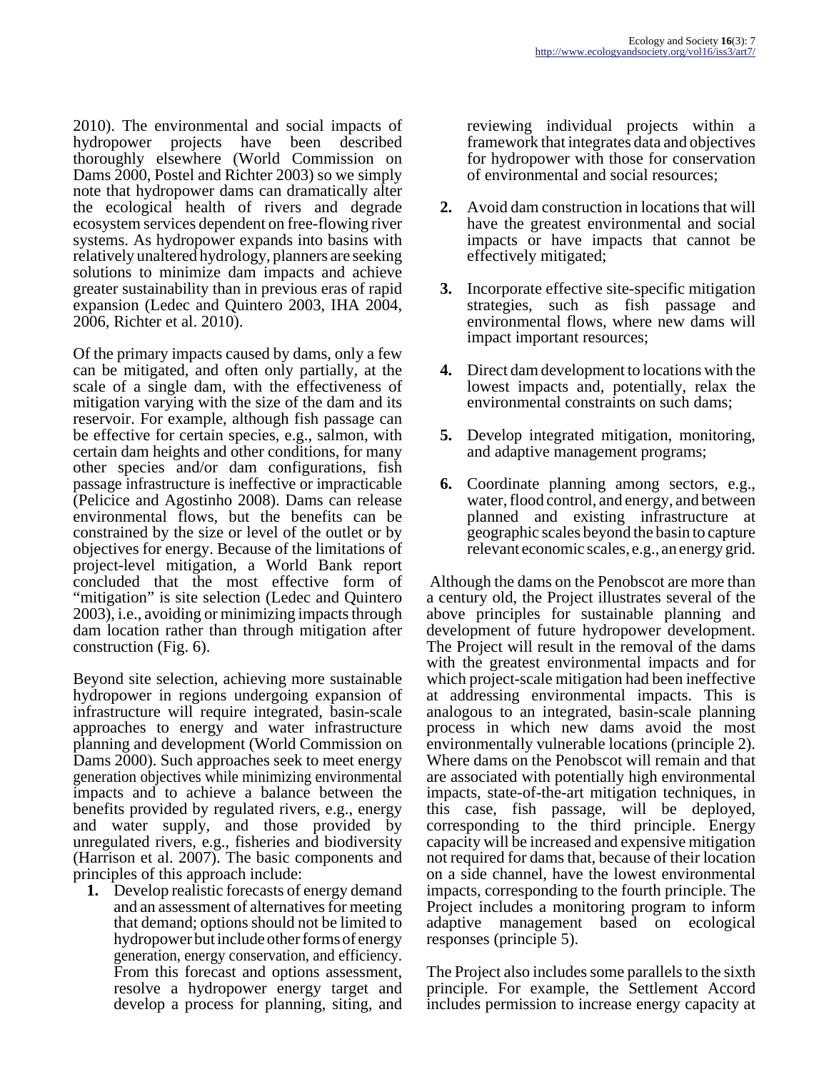2010). The environmental and social impacts of hydropower projects have been described thoroughly elsewhere (World Commission on Dams 2000, Postel and Richter 2003) so we simply note that hydropower dams can dramatically alter the ecological health of rivers and degrade ecosystem services dependent on free-flowing river systems. As hydropower expands into basins with relatively unaltered hydrology, planners are seeking solutions to minimize dam impacts and achieve greater sustainability than in previous eras of rapid expansion (Ledec and Quintero 2003, IHA 2004, 2006, Richter et al. 2010).

Of the primary impacts caused by dams, only a few can be mitigated, and often only partially, at the scale of a single dam, with the effectiveness of mitigation varying with the size of the dam and its reservoir. For example, although fish passage can be effective for certain species, e.g., salmon, with certain dam heights and other conditions, for many other species and/or dam configurations, fish passage infrastructure is ineffective or impracticable (Pelicice and Agostinho 2008). Dams can release environmental flows, but the benefits can be constrained by the size or level of the outlet or by objectives for energy. Because of the limitations of project-level mitigation, a World Bank report concluded that the most effective form of "mitigation" is site selection (Ledec and Quintero 2003), i.e., avoiding or minimizing impacts through dam location rather than through mitigation after construction (Fig. 6).

Beyond site selection, achieving more sustainable hydropower in regions undergoing expansion of infrastructure will require integrated, basin-scale approaches to energy and water infrastructure planning and development (World Commission on Dams 2000). Such approaches seek to meet energy generation objectives while minimizing environmental impacts and to achieve a balance between the benefits provided by regulated rivers, e.g., energy and water supply, and those provided by unregulated rivers, e.g., fisheries and biodiversity (Harrison et al. 2007). The basic components and principles of this approach include:

1. Develop realistic forecasts of energy demand and an assessment of alternatives for meeting that demand; options should not be limited to hydropower but include other forms of energy generation, energy conservation, and efficiency. From this forecast and options assessment, resolve a hydropower energy target and develop a process for planning, siting, and reviewing individual projects within a framework that integrates data and objectives for hydropower with those for conservation of environmental and social resources;
2. Avoid dam construction in locations that will have the greatest environmental and social impacts or have impacts that cannot be effectively mitigated;
3. Incorporate effective site-specific mitigation strategies, such as fish passage and environmental flows, where new dams will impact important resources;
4. Direct dam development to locations with the lowest impacts and, potentially, relax the environmental constraints on such dams;
5. Develop integrated mitigation, monitoring, and adaptive management programs;
6. Coordinate planning among sectors, e.g., water, flood control, and energy, and between planned and existing infrastructure at geographic scales beyond the basin to capture relevant economic scales, e.g., an energy grid.

Although the dams on the Penobscot are more than a century old, the Project illustrates several of the above principles for sustainable planning and development of future hydropower development. The Project will result in the removal of the dams with the greatest environmental impacts and for which project-scale mitigation had been ineffective at addressing environmental impacts. This is analogous to an integrated, basin-scale planning process in which new dams avoid the most environmentally vulnerable locations (principle 2). Where dams on the Penobscot will remain and that are associated with potentially high environmental impacts, state-of-the-art mitigation techniques, in this case, fish passage, will be deployed, corresponding to the third principle. Energy capacity will be increased and expensive mitigation not required for dams that, because of their location on a side channel, have the lowest environmental impacts, corresponding to the fourth principle. The Project includes a monitoring program to inform adaptive management based on ecological responses (principle 5).

The Project also includes some parallels to the sixth principle. For example, the Settlement Accord includes permission to increase energy capacity at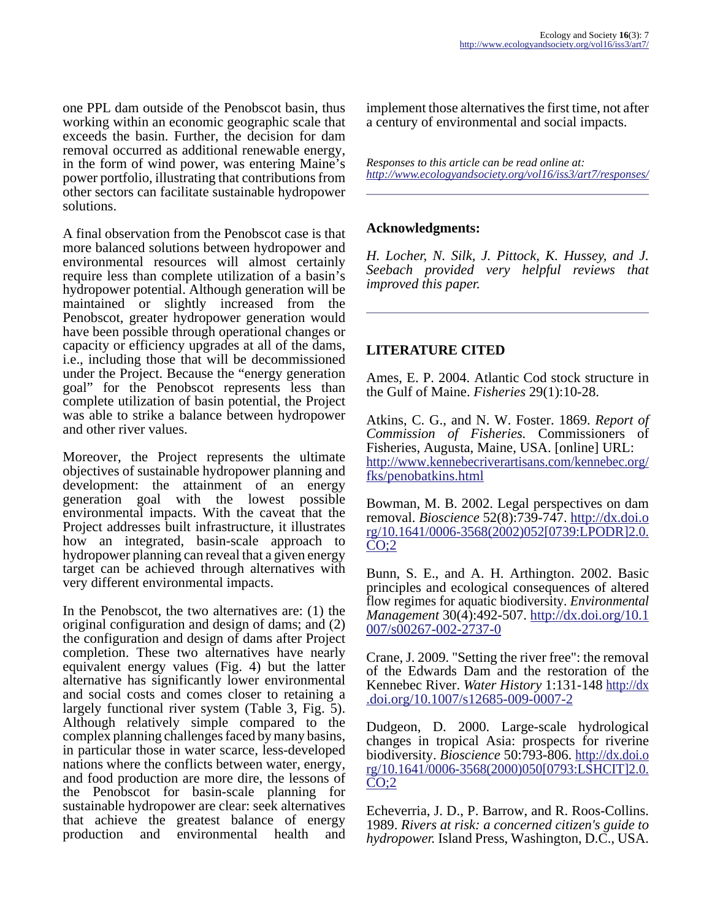one PPL dam outside of the Penobscot basin, thus working within an economic geographic scale that exceeds the basin. Further, the decision for dam removal occurred as additional renewable energy, in the form of wind power, was entering Maine's power portfolio, illustrating that contributions from other sectors can facilitate sustainable hydropower solutions.

A final observation from the Penobscot case is that more balanced solutions between hydropower and environmental resources will almost certainly require less than complete utilization of a basin's hydropower potential. Although generation will be maintained or slightly increased from the Penobscot, greater hydropower generation would have been possible through operational changes or capacity or efficiency upgrades at all of the dams, i.e., including those that will be decommissioned under the Project. Because the "energy generation goal" for the Penobscot represents less than complete utilization of basin potential, the Project was able to strike a balance between hydropower and other river values.

Moreover, the Project represents the ultimate objectives of sustainable hydropower planning and development: the attainment of an energy generation goal with the lowest possible environmental impacts. With the caveat that the Project addresses built infrastructure, it illustrates how an integrated, basin-scale approach to hydropower planning can reveal that a given energy target can be achieved through alternatives with very different environmental impacts.

In the Penobscot, the two alternatives are: (1) the original configuration and design of dams; and (2) the configuration and design of dams after Project completion. These two alternatives have nearly equivalent energy values (Fig. 4) but the latter alternative has significantly lower environmental and social costs and comes closer to retaining a largely functional river system (Table 3, Fig. 5). Although relatively simple compared to the complex planning challenges faced by many basins, in particular those in water scarce, less-developed nations where the conflicts between water, energy, and food production are more dire, the lessons of the Penobscot for basin-scale planning for sustainable hydropower are clear: seek alternatives that achieve the greatest balance of energy production and environmental health and implement those alternatives the first time, not after a century of environmental and social impacts.

*Responses to this article can be read online at:*
*http://www.ecologyandsociety.org/vol16/iss3/art7/responses/*

## Acknowledgments:

*H. Locher, N. Silk, J. Pittock, K. Hussey, and J. Seebach provided very helpful reviews that improved this paper.*

## LITERATURE CITED

Ames, E. P. 2004. Atlantic Cod stock structure in the Gulf of Maine. *Fisheries* 29(1):10-28.

Atkins, C. G., and N. W. Foster. 1869. *Report of Commission of Fisheries.* Commissioners of Fisheries, Augusta, Maine, USA. [online] URL: http://www.kennebecriverartisans.com/kennebec.org/fks/penobatkins.html

Bowman, M. B. 2002. Legal perspectives on dam removal. *Bioscience* 52(8):739-747. http://dx.doi.org/10.1641/0006-3568(2002)052[0739:LPODR]2.0.CO;2

Bunn, S. E., and A. H. Arthington. 2002. Basic principles and ecological consequences of altered flow regimes for aquatic biodiversity. *Environmental Management* 30(4):492-507. http://dx.doi.org/10.1007/s00267-002-2737-0

Crane, J. 2009. "Setting the river free": the removal of the Edwards Dam and the restoration of the Kennebec River. *Water History* 1:131-148 http://dx.doi.org/10.1007/s12685-009-0007-2

Dudgeon, D. 2000. Large-scale hydrological changes in tropical Asia: prospects for riverine biodiversity. *Bioscience* 50:793-806. http://dx.doi.org/10.1641/0006-3568(2000)050[0793:LSHCIT]2.0.CO;2

Echeverria, J. D., P. Barrow, and R. Roos-Collins. 1989. *Rivers at risk: a concerned citizen's guide to hydropower.* Island Press, Washington, D.C., USA.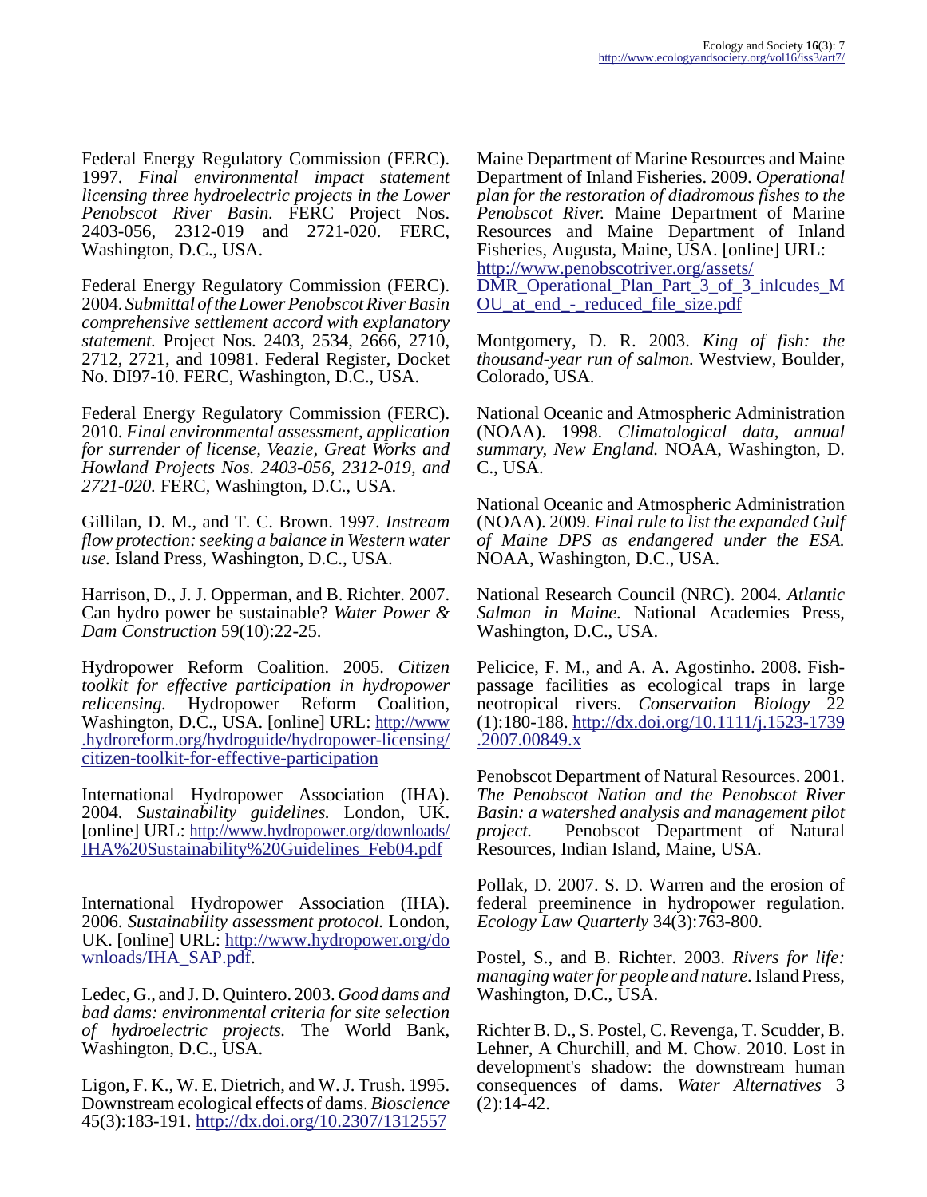Federal Energy Regulatory Commission (FERC). 1997. *Final environmental impact statement licensing three hydroelectric projects in the Lower Penobscot River Basin.* FERC Project Nos. 2403-056, 2312-019 and 2721-020. FERC, Washington, D.C., USA.

Federal Energy Regulatory Commission (FERC). 2004. *Submittal of the Lower Penobscot River Basin comprehensive settlement accord with explanatory statement.* Project Nos. 2403, 2534, 2666, 2710, 2712, 2721, and 10981. Federal Register, Docket No. DI97-10. FERC, Washington, D.C., USA.

Federal Energy Regulatory Commission (FERC). 2010. *Final environmental assessment, application for surrender of license, Veazie, Great Works and Howland Projects Nos. 2403-056, 2312-019, and 2721-020.* FERC, Washington, D.C., USA.

Gillilan, D. M., and T. C. Brown. 1997. *Instream flow protection: seeking a balance in Western water use.* Island Press, Washington, D.C., USA.

Harrison, D., J. J. Opperman, and B. Richter. 2007. Can hydro power be sustainable? *Water Power & Dam Construction* 59(10):22-25.

Hydropower Reform Coalition. 2005. *Citizen toolkit for effective participation in hydropower relicensing.* Hydropower Reform Coalition, Washington, D.C., USA. [online] URL: http://www.hydroreform.org/hydroguide/hydropower-licensing/citizen-toolkit-for-effective-participation

International Hydropower Association (IHA). 2004. *Sustainability guidelines.* London, UK. [online] URL: http://www.hydropower.org/downloads/IHA%20Sustainability%20Guidelines_Feb04.pdf

International Hydropower Association (IHA). 2006. *Sustainability assessment protocol.* London, UK. [online] URL: http://www.hydropower.org/downloads/IHA_SAP.pdf.

Ledec, G., and J. D. Quintero. 2003. *Good dams and bad dams: environmental criteria for site selection of hydroelectric projects.* The World Bank, Washington, D.C., USA.

Ligon, F. K., W. E. Dietrich, and W. J. Trush. 1995. Downstream ecological effects of dams. *Bioscience* 45(3):183-191. http://dx.doi.org/10.2307/1312557

Maine Department of Marine Resources and Maine Department of Inland Fisheries. 2009. *Operational plan for the restoration of diadromous fishes to the Penobscot River.* Maine Department of Marine Resources and Maine Department of Inland Fisheries, Augusta, Maine, USA. [online] URL: http://www.penobscotriver.org/assets/DMR_Operational_Plan_Part_3_of_3_inlcudes_MOU_at_end_-_reduced_file_size.pdf

Montgomery, D. R. 2003. *King of fish: the thousand-year run of salmon.* Westview, Boulder, Colorado, USA.

National Oceanic and Atmospheric Administration (NOAA). 1998. *Climatological data, annual summary, New England.* NOAA, Washington, D. C., USA.

National Oceanic and Atmospheric Administration (NOAA). 2009. *Final rule to list the expanded Gulf of Maine DPS as endangered under the ESA.* NOAA, Washington, D.C., USA.

National Research Council (NRC). 2004. *Atlantic Salmon in Maine.* National Academies Press, Washington, D.C., USA.

Pelicice, F. M., and A. A. Agostinho. 2008. Fish-passage facilities as ecological traps in large neotropical rivers. *Conservation Biology* 22 (1):180-188. http://dx.doi.org/10.1111/j.1523-1739.2007.00849.x

Penobscot Department of Natural Resources. 2001. *The Penobscot Nation and the Penobscot River Basin: a watershed analysis and management pilot project.* Penobscot Department of Natural Resources, Indian Island, Maine, USA.

Pollak, D. 2007. S. D. Warren and the erosion of federal preeminence in hydropower regulation. *Ecology Law Quarterly* 34(3):763-800.

Postel, S., and B. Richter. 2003. *Rivers for life: managing water for people and nature.* Island Press, Washington, D.C., USA.

Richter B. D., S. Postel, C. Revenga, T. Scudder, B. Lehner, A Churchill, and M. Chow. 2010. Lost in development's shadow: the downstream human consequences of dams. *Water Alternatives* 3 (2):14-42.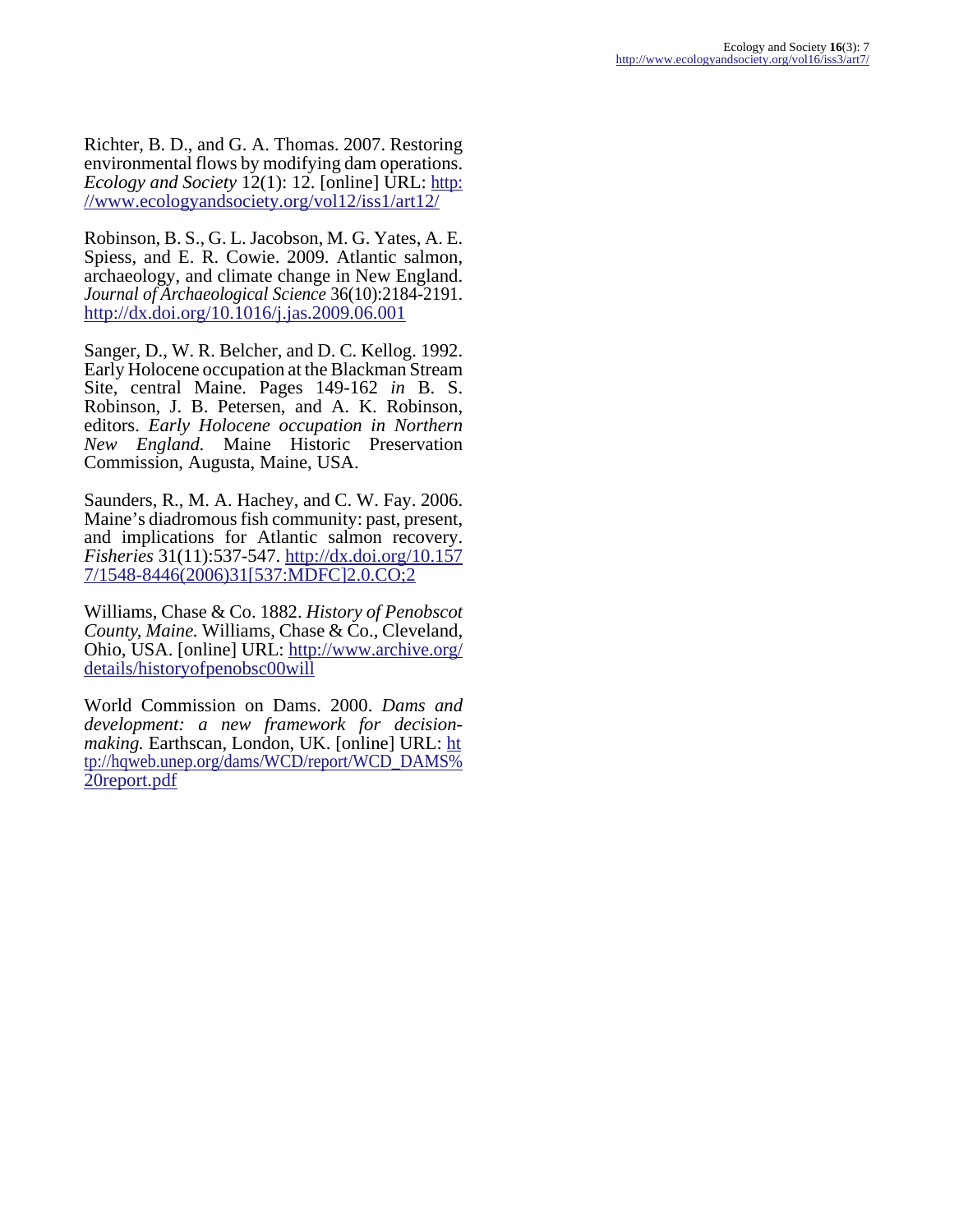Richter, B. D., and G. A. Thomas. 2007. Restoring environmental flows by modifying dam operations. *Ecology and Society* 12(1): 12. [online] URL: http://www.ecologyandsociety.org/vol12/iss1/art12/

Robinson, B. S., G. L. Jacobson, M. G. Yates, A. E. Spiess, and E. R. Cowie. 2009. Atlantic salmon, archaeology, and climate change in New England. *Journal of Archaeological Science* 36(10):2184-2191. http://dx.doi.org/10.1016/j.jas.2009.06.001

Sanger, D., W. R. Belcher, and D. C. Kellog. 1992. Early Holocene occupation at the Blackman Stream Site, central Maine. Pages 149-162 *in* B. S. Robinson, J. B. Petersen, and A. K. Robinson, editors. *Early Holocene occupation in Northern New England.* Maine Historic Preservation Commission, Augusta, Maine, USA.

Saunders, R., M. A. Hachey, and C. W. Fay. 2006. Maine's diadromous fish community: past, present, and implications for Atlantic salmon recovery. *Fisheries* 31(11):537-547. http://dx.doi.org/10.1577/1548-8446(2006)31[537:MDFC]2.0.CO;2

Williams, Chase & Co. 1882. *History of Penobscot County, Maine.* Williams, Chase & Co., Cleveland, Ohio, USA. [online] URL: http://www.archive.org/details/historyofpenobsc00will

World Commission on Dams. 2000. *Dams and development: a new framework for decision-making.* Earthscan, London, UK. [online] URL: http://hqweb.unep.org/dams/WCD/report/WCD_DAMS%20report.pdf